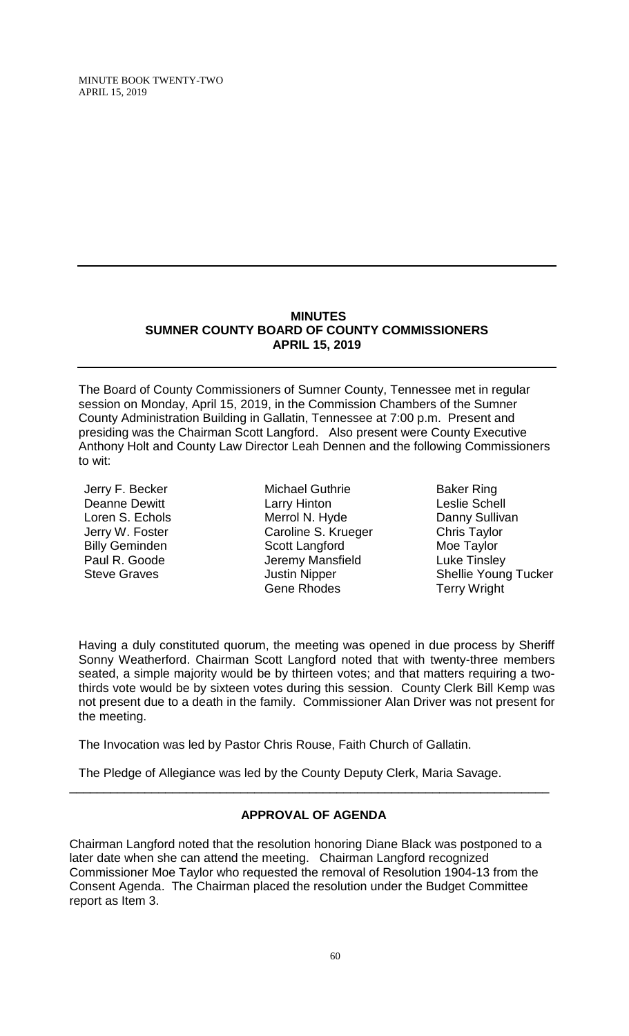# MINUTES
## SUMNER COUNTY BOARD OF COUNTY COMMISSIONERS
## APRIL 15, 2019

The Board of County Commissioners of Sumner County, Tennessee met in regular session on Monday, April 15, 2019, in the Commission Chambers of the Sumner County Administration Building in Gallatin, Tennessee at 7:00 p.m. Present and presiding was the Chairman Scott Langford. Also present were County Executive Anthony Holt and County Law Director Leah Dennen and the following Commissioners to wit:

| | | |
|---|---|---|
| Jerry F. Becker | Michael Guthrie | Baker Ring |
| Deanne Dewitt | Larry Hinton | Leslie Schell |
| Loren S. Echols | Merrol N. Hyde | Danny Sullivan |
| Jerry W. Foster | Caroline S. Krueger | Chris Taylor |
| Billy Geminden | Scott Langford | Moe Taylor |
| Paul R. Goode | Jeremy Mansfield | Luke Tinsley |
| Steve Graves | Justin Nipper | Shellie Young Tucker |
| | Gene Rhodes | Terry Wright |

Having a duly constituted quorum, the meeting was opened in due process by Sheriff Sonny Weatherford. Chairman Scott Langford noted that with twenty-three members seated, a simple majority would be by thirteen votes; and that matters requiring a two-thirds vote would be by sixteen votes during this session. County Clerk Bill Kemp was not present due to a death in the family. Commissioner Alan Driver was not present for the meeting.

The Invocation was led by Pastor Chris Rouse, Faith Church of Gallatin.

The Pledge of Allegiance was led by the County Deputy Clerk, Maria Savage.

---

### APPROVAL OF AGENDA

Chairman Langford noted that the resolution honoring Diane Black was postponed to a later date when she can attend the meeting. Chairman Langford recognized Commissioner Moe Taylor who requested the removal of Resolution 1904-13 from the Consent Agenda. The Chairman placed the resolution under the Budget Committee report as Item 3.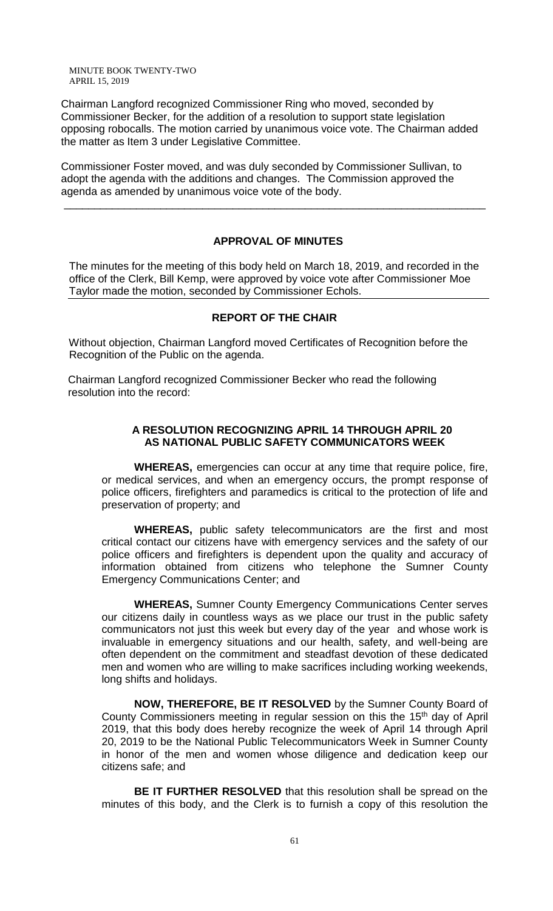Chairman Langford recognized Commissioner Ring who moved, seconded by Commissioner Becker, for the addition of a resolution to support state legislation opposing robocalls. The motion carried by unanimous voice vote. The Chairman added the matter as Item 3 under Legislative Committee.

Commissioner Foster moved, and was duly seconded by Commissioner Sullivan, to adopt the agenda with the additions and changes. The Commission approved the agenda as amended by unanimous voice vote of the body.

---

## APPROVAL OF MINUTES

The minutes for the meeting of this body held on March 18, 2019, and recorded in the office of the Clerk, Bill Kemp, were approved by voice vote after Commissioner Moe Taylor made the motion, seconded by Commissioner Echols.

---

## REPORT OF THE CHAIR

Without objection, Chairman Langford moved Certificates of Recognition before the Recognition of the Public on the agenda.

Chairman Langford recognized Commissioner Becker who read the following resolution into the record:

### A RESOLUTION RECOGNIZING APRIL 14 THROUGH APRIL 20 AS NATIONAL PUBLIC SAFETY COMMUNICATORS WEEK

**WHEREAS,** emergencies can occur at any time that require police, fire, or medical services, and when an emergency occurs, the prompt response of police officers, firefighters and paramedics is critical to the protection of life and preservation of property; and

**WHEREAS,** public safety telecommunicators are the first and most critical contact our citizens have with emergency services and the safety of our police officers and firefighters is dependent upon the quality and accuracy of information obtained from citizens who telephone the Sumner County Emergency Communications Center; and

**WHEREAS,** Sumner County Emergency Communications Center serves our citizens daily in countless ways as we place our trust in the public safety communicators not just this week but every day of the year and whose work is invaluable in emergency situations and our health, safety, and well-being are often dependent on the commitment and steadfast devotion of these dedicated men and women who are willing to make sacrifices including working weekends, long shifts and holidays.

**NOW, THEREFORE, BE IT RESOLVED** by the Sumner County Board of County Commissioners meeting in regular session on this the 15th day of April 2019, that this body does hereby recognize the week of April 14 through April 20, 2019 to be the National Public Telecommunicators Week in Sumner County in honor of the men and women whose diligence and dedication keep our citizens safe; and

**BE IT FURTHER RESOLVED** that this resolution shall be spread on the minutes of this body, and the Clerk is to furnish a copy of this resolution the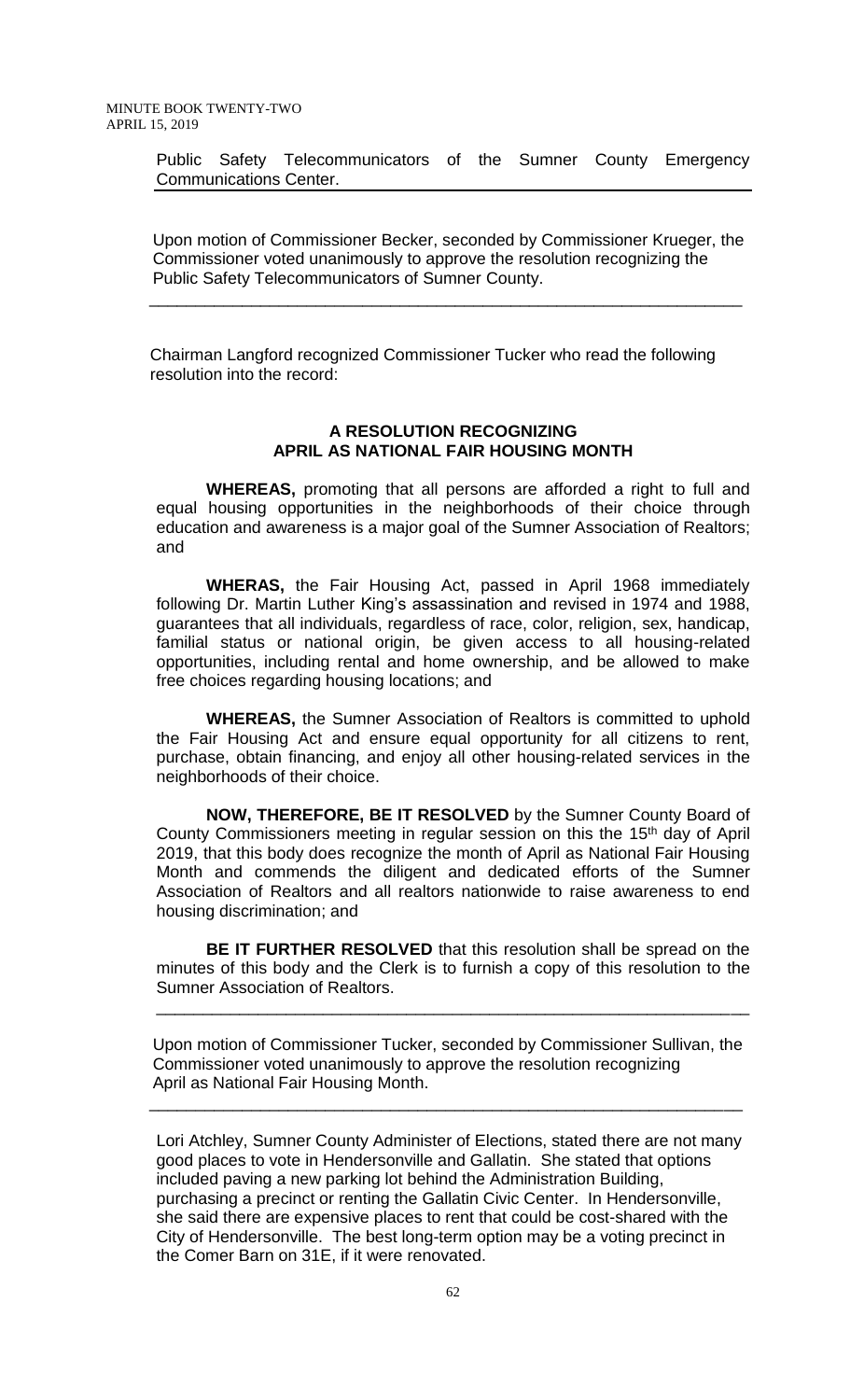Public Safety Telecommunicators of the Sumner County Emergency Communications Center.

Upon motion of Commissioner Becker, seconded by Commissioner Krueger, the Commissioner voted unanimously to approve the resolution recognizing the Public Safety Telecommunicators of Sumner County.

---

Chairman Langford recognized Commissioner Tucker who read the following resolution into the record:

**A RESOLUTION RECOGNIZING APRIL AS NATIONAL FAIR HOUSING MONTH**

**WHEREAS,** promoting that all persons are afforded a right to full and equal housing opportunities in the neighborhoods of their choice through education and awareness is a major goal of the Sumner Association of Realtors; and

**WHERAS,** the Fair Housing Act, passed in April 1968 immediately following Dr. Martin Luther King's assassination and revised in 1974 and 1988, guarantees that all individuals, regardless of race, color, religion, sex, handicap, familial status or national origin, be given access to all housing-related opportunities, including rental and home ownership, and be allowed to make free choices regarding housing locations; and

**WHEREAS,** the Sumner Association of Realtors is committed to uphold the Fair Housing Act and ensure equal opportunity for all citizens to rent, purchase, obtain financing, and enjoy all other housing-related services in the neighborhoods of their choice.

**NOW, THEREFORE, BE IT RESOLVED** by the Sumner County Board of County Commissioners meeting in regular session on this the 15th day of April 2019, that this body does recognize the month of April as National Fair Housing Month and commends the diligent and dedicated efforts of the Sumner Association of Realtors and all realtors nationwide to raise awareness to end housing discrimination; and

**BE IT FURTHER RESOLVED** that this resolution shall be spread on the minutes of this body and the Clerk is to furnish a copy of this resolution to the Sumner Association of Realtors.

---

Upon motion of Commissioner Tucker, seconded by Commissioner Sullivan, the Commissioner voted unanimously to approve the resolution recognizing April as National Fair Housing Month.

---

Lori Atchley, Sumner County Administer of Elections, stated there are not many good places to vote in Hendersonville and Gallatin. She stated that options included paving a new parking lot behind the Administration Building, purchasing a precinct or renting the Gallatin Civic Center. In Hendersonville, she said there are expensive places to rent that could be cost-shared with the City of Hendersonville. The best long-term option may be a voting precinct in the Comer Barn on 31E, if it were renovated.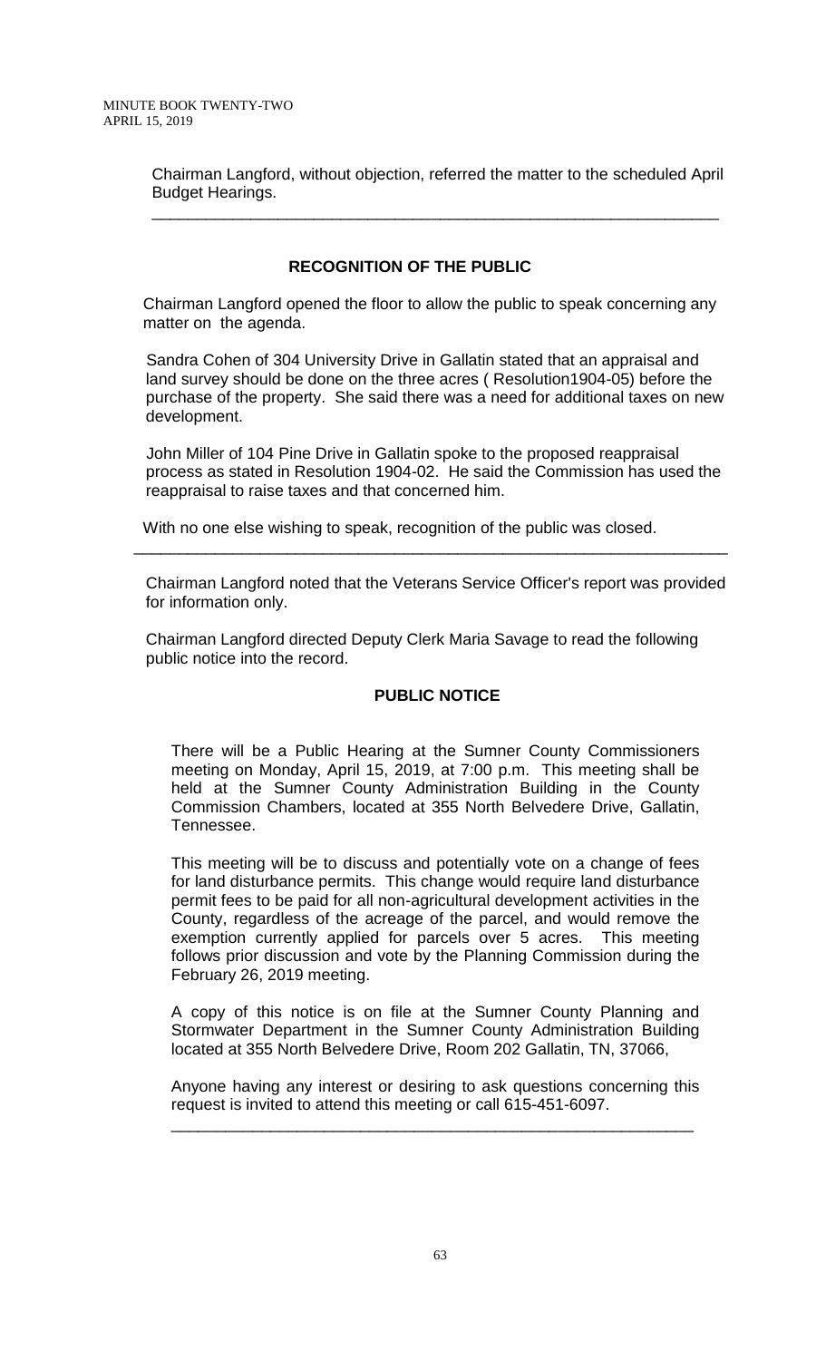Chairman Langford, without objection, referred the matter to the scheduled April Budget Hearings.

---

## RECOGNITION OF THE PUBLIC

Chairman Langford opened the floor to allow the public to speak concerning any matter on the agenda.

Sandra Cohen of 304 University Drive in Gallatin stated that an appraisal and land survey should be done on the three acres ( Resolution1904-05) before the purchase of the property. She said there was a need for additional taxes on new development.

John Miller of 104 Pine Drive in Gallatin spoke to the proposed reappraisal process as stated in Resolution 1904-02. He said the Commission has used the reappraisal to raise taxes and that concerned him.

With no one else wishing to speak, recognition of the public was closed.

---

Chairman Langford noted that the Veterans Service Officer's report was provided for information only.

Chairman Langford directed Deputy Clerk Maria Savage to read the following public notice into the record.

## PUBLIC NOTICE

There will be a Public Hearing at the Sumner County Commissioners meeting on Monday, April 15, 2019, at 7:00 p.m. This meeting shall be held at the Sumner County Administration Building in the County Commission Chambers, located at 355 North Belvedere Drive, Gallatin, Tennessee.

This meeting will be to discuss and potentially vote on a change of fees for land disturbance permits. This change would require land disturbance permit fees to be paid for all non-agricultural development activities in the County, regardless of the acreage of the parcel, and would remove the exemption currently applied for parcels over 5 acres. This meeting follows prior discussion and vote by the Planning Commission during the February 26, 2019 meeting.

A copy of this notice is on file at the Sumner County Planning and Stormwater Department in the Sumner County Administration Building located at 355 North Belvedere Drive, Room 202 Gallatin, TN, 37066,

Anyone having any interest or desiring to ask questions concerning this request is invited to attend this meeting or call 615-451-6097.

---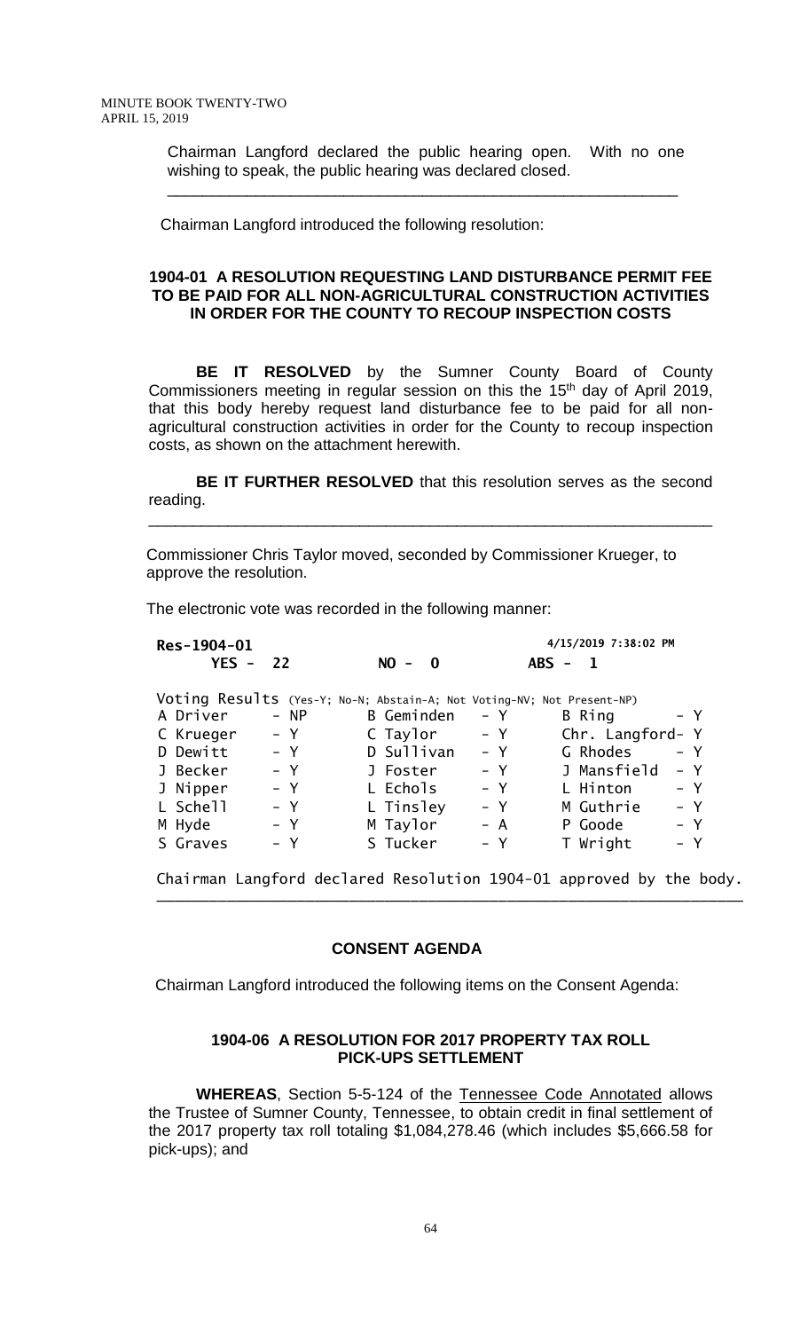Chairman Langford declared the public hearing open. With no one wishing to speak, the public hearing was declared closed.

---

Chairman Langford introduced the following resolution:

**1904-01 A RESOLUTION REQUESTING LAND DISTURBANCE PERMIT FEE TO BE PAID FOR ALL NON-AGRICULTURAL CONSTRUCTION ACTIVITIES IN ORDER FOR THE COUNTY TO RECOUP INSPECTION COSTS**

**BE IT RESOLVED** by the Sumner County Board of County Commissioners meeting in regular session on this the 15th day of April 2019, that this body hereby request land disturbance fee to be paid for all non-agricultural construction activities in order for the County to recoup inspection costs, as shown on the attachment herewith.

**BE IT FURTHER RESOLVED** that this resolution serves as the second reading.

---

Commissioner Chris Taylor moved, seconded by Commissioner Krueger, to approve the resolution.

The electronic vote was recorded in the following manner:

**Res-1904-01** — 4/15/2019 7:38:02 PM

**YES - 22** **NO - 0** **ABS - 1**

Voting Results (Yes-Y; No-N; Abstain-A; Not Voting-NV; Not Present-NP)

| | | | | | |
|---|---|---|---|---|---|
| A Driver | - NP | B Geminden | - Y | B Ring | - Y |
| C Krueger | - Y | C Taylor | - Y | Chr. Langford | - Y |
| D Dewitt | - Y | D Sullivan | - Y | G Rhodes | - Y |
| J Becker | - Y | J Foster | - Y | J Mansfield | - Y |
| J Nipper | - Y | L Echols | - Y | L Hinton | - Y |
| L Schell | - Y | L Tinsley | - Y | M Guthrie | - Y |
| M Hyde | - Y | M Taylor | - A | P Goode | - Y |
| S Graves | - Y | S Tucker | - Y | T Wright | - Y |

Chairman Langford declared Resolution 1904-01 approved by the body.

---

**CONSENT AGENDA**

Chairman Langford introduced the following items on the Consent Agenda:

**1904-06 A RESOLUTION FOR 2017 PROPERTY TAX ROLL PICK-UPS SETTLEMENT**

**WHEREAS**, Section 5-5-124 of the Tennessee Code Annotated allows the Trustee of Sumner County, Tennessee, to obtain credit in final settlement of the 2017 property tax roll totaling $1,084,278.46 (which includes $5,666.58 for pick-ups); and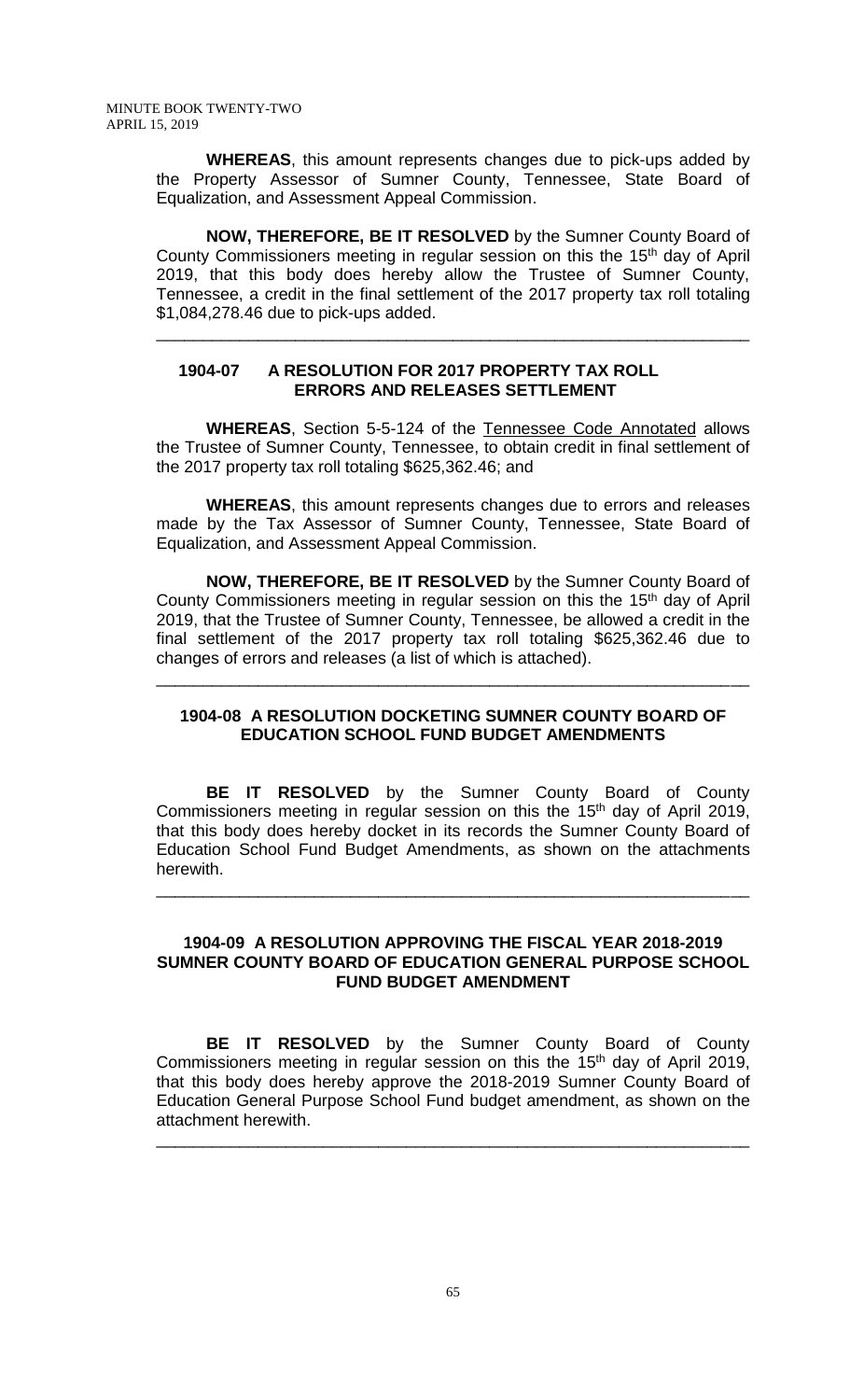**WHEREAS**, this amount represents changes due to pick-ups added by the Property Assessor of Sumner County, Tennessee, State Board of Equalization, and Assessment Appeal Commission.

**NOW, THEREFORE, BE IT RESOLVED** by the Sumner County Board of County Commissioners meeting in regular session on this the 15th day of April 2019, that this body does hereby allow the Trustee of Sumner County, Tennessee, a credit in the final settlement of the 2017 property tax roll totaling $1,084,278.46 due to pick-ups added.

---

### 1904-07 A RESOLUTION FOR 2017 PROPERTY TAX ROLL ERRORS AND RELEASES SETTLEMENT

**WHEREAS**, Section 5-5-124 of the Tennessee Code Annotated allows the Trustee of Sumner County, Tennessee, to obtain credit in final settlement of the 2017 property tax roll totaling $625,362.46; and

**WHEREAS**, this amount represents changes due to errors and releases made by the Tax Assessor of Sumner County, Tennessee, State Board of Equalization, and Assessment Appeal Commission.

**NOW, THEREFORE, BE IT RESOLVED** by the Sumner County Board of County Commissioners meeting in regular session on this the 15th day of April 2019, that the Trustee of Sumner County, Tennessee, be allowed a credit in the final settlement of the 2017 property tax roll totaling $625,362.46 due to changes of errors and releases (a list of which is attached).

---

### 1904-08 A RESOLUTION DOCKETING SUMNER COUNTY BOARD OF EDUCATION SCHOOL FUND BUDGET AMENDMENTS

**BE IT RESOLVED** by the Sumner County Board of County Commissioners meeting in regular session on this the 15th day of April 2019, that this body does hereby docket in its records the Sumner County Board of Education School Fund Budget Amendments, as shown on the attachments herewith.

---

### 1904-09 A RESOLUTION APPROVING THE FISCAL YEAR 2018-2019 SUMNER COUNTY BOARD OF EDUCATION GENERAL PURPOSE SCHOOL FUND BUDGET AMENDMENT

**BE IT RESOLVED** by the Sumner County Board of County Commissioners meeting in regular session on this the 15th day of April 2019, that this body does hereby approve the 2018-2019 Sumner County Board of Education General Purpose School Fund budget amendment, as shown on the attachment herewith.

---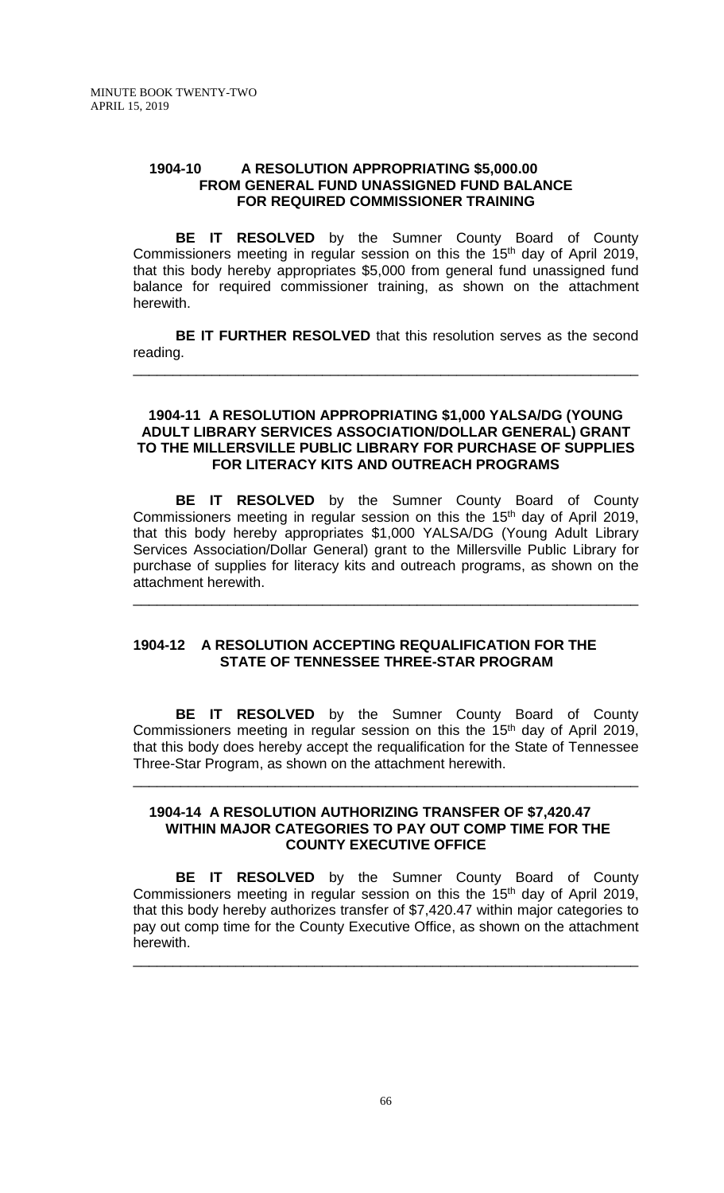**1904-10 A RESOLUTION APPROPRIATING $5,000.00 FROM GENERAL FUND UNASSIGNED FUND BALANCE FOR REQUIRED COMMISSIONER TRAINING**

**BE IT RESOLVED** by the Sumner County Board of County Commissioners meeting in regular session on this the 15th day of April 2019, that this body hereby appropriates $5,000 from general fund unassigned fund balance for required commissioner training, as shown on the attachment herewith.

**BE IT FURTHER RESOLVED** that this resolution serves as the second reading.

---

**1904-11 A RESOLUTION APPROPRIATING $1,000 YALSA/DG (YOUNG ADULT LIBRARY SERVICES ASSOCIATION/DOLLAR GENERAL) GRANT TO THE MILLERSVILLE PUBLIC LIBRARY FOR PURCHASE OF SUPPLIES FOR LITERACY KITS AND OUTREACH PROGRAMS**

**BE IT RESOLVED** by the Sumner County Board of County Commissioners meeting in regular session on this the 15th day of April 2019, that this body hereby appropriates $1,000 YALSA/DG (Young Adult Library Services Association/Dollar General) grant to the Millersville Public Library for purchase of supplies for literacy kits and outreach programs, as shown on the attachment herewith.

---

**1904-12 A RESOLUTION ACCEPTING REQUALIFICATION FOR THE STATE OF TENNESSEE THREE-STAR PROGRAM**

**BE IT RESOLVED** by the Sumner County Board of County Commissioners meeting in regular session on this the 15th day of April 2019, that this body does hereby accept the requalification for the State of Tennessee Three-Star Program, as shown on the attachment herewith.

---

**1904-14 A RESOLUTION AUTHORIZING TRANSFER OF $7,420.47 WITHIN MAJOR CATEGORIES TO PAY OUT COMP TIME FOR THE COUNTY EXECUTIVE OFFICE**

**BE IT RESOLVED** by the Sumner County Board of County Commissioners meeting in regular session on this the 15th day of April 2019, that this body hereby authorizes transfer of $7,420.47 within major categories to pay out comp time for the County Executive Office, as shown on the attachment herewith.

---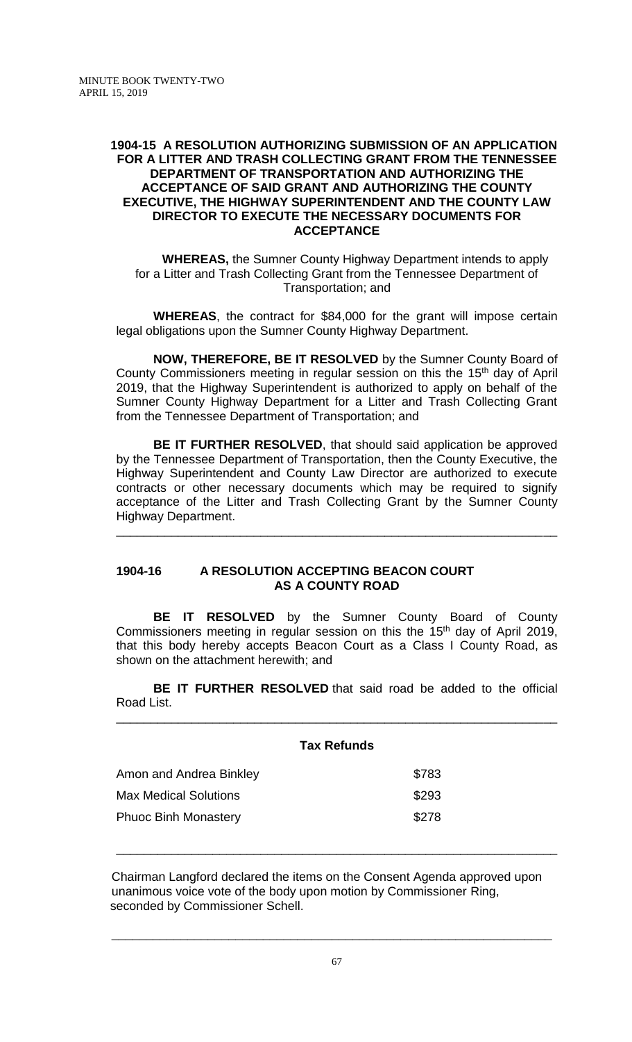**1904-15 A RESOLUTION AUTHORIZING SUBMISSION OF AN APPLICATION FOR A LITTER AND TRASH COLLECTING GRANT FROM THE TENNESSEE DEPARTMENT OF TRANSPORTATION AND AUTHORIZING THE ACCEPTANCE OF SAID GRANT AND AUTHORIZING THE COUNTY EXECUTIVE, THE HIGHWAY SUPERINTENDENT AND THE COUNTY LAW DIRECTOR TO EXECUTE THE NECESSARY DOCUMENTS FOR ACCEPTANCE**

**WHEREAS,** the Sumner County Highway Department intends to apply for a Litter and Trash Collecting Grant from the Tennessee Department of Transportation; and

**WHEREAS**, the contract for $84,000 for the grant will impose certain legal obligations upon the Sumner County Highway Department.

**NOW, THEREFORE, BE IT RESOLVED** by the Sumner County Board of County Commissioners meeting in regular session on this the 15th day of April 2019, that the Highway Superintendent is authorized to apply on behalf of the Sumner County Highway Department for a Litter and Trash Collecting Grant from the Tennessee Department of Transportation; and

**BE IT FURTHER RESOLVED**, that should said application be approved by the Tennessee Department of Transportation, then the County Executive, the Highway Superintendent and County Law Director are authorized to execute contracts or other necessary documents which may be required to signify acceptance of the Litter and Trash Collecting Grant by the Sumner County Highway Department.

---

**1904-16 A RESOLUTION ACCEPTING BEACON COURT AS A COUNTY ROAD**

**BE IT RESOLVED** by the Sumner County Board of County Commissioners meeting in regular session on this the 15th day of April 2019, that this body hereby accepts Beacon Court as a Class I County Road, as shown on the attachment herewith; and

**BE IT FURTHER RESOLVED** that said road be added to the official Road List.

---

**Tax Refunds**

| | |
|---|---|
| Amon and Andrea Binkley | $783 |
| Max Medical Solutions | $293 |
| Phuoc Binh Monastery | $278 |

---

Chairman Langford declared the items on the Consent Agenda approved upon unanimous voice vote of the body upon motion by Commissioner Ring, seconded by Commissioner Schell.

---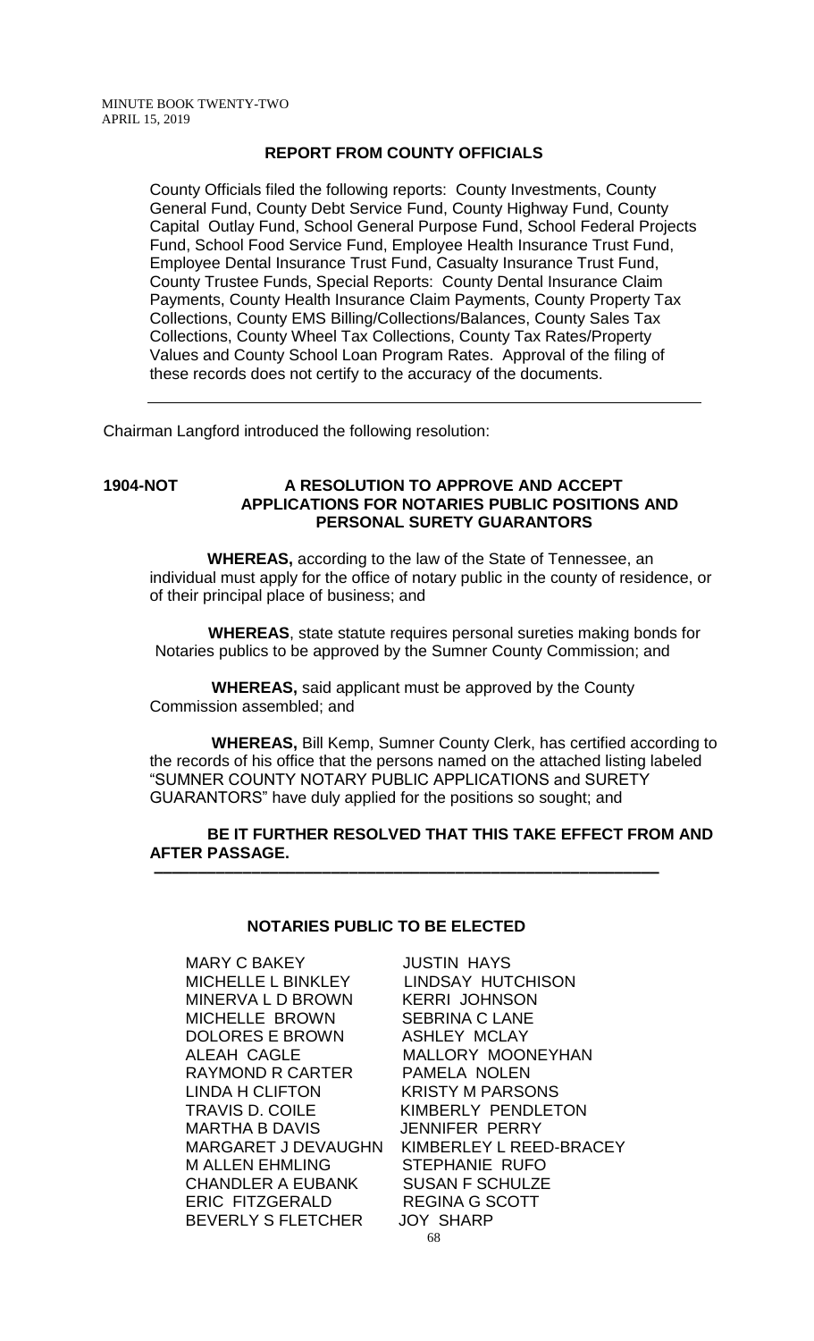## REPORT FROM COUNTY OFFICIALS

County Officials filed the following reports: County Investments, County General Fund, County Debt Service Fund, County Highway Fund, County Capital Outlay Fund, School General Purpose Fund, School Federal Projects Fund, School Food Service Fund, Employee Health Insurance Trust Fund, Employee Dental Insurance Trust Fund, Casualty Insurance Trust Fund, County Trustee Funds, Special Reports: County Dental Insurance Claim Payments, County Health Insurance Claim Payments, County Property Tax Collections, County EMS Billing/Collections/Balances, County Sales Tax Collections, County Wheel Tax Collections, County Tax Rates/Property Values and County School Loan Program Rates. Approval of the filing of these records does not certify to the accuracy of the documents.

---

Chairman Langford introduced the following resolution:

**1904-NOT** **A RESOLUTION TO APPROVE AND ACCEPT APPLICATIONS FOR NOTARIES PUBLIC POSITIONS AND PERSONAL SURETY GUARANTORS**

**WHEREAS,** according to the law of the State of Tennessee, an individual must apply for the office of notary public in the county of residence, or of their principal place of business; and

**WHEREAS**, state statute requires personal sureties making bonds for Notaries publics to be approved by the Sumner County Commission; and

**WHEREAS,** said applicant must be approved by the County Commission assembled; and

**WHEREAS,** Bill Kemp, Sumner County Clerk, has certified according to the records of his office that the persons named on the attached listing labeled "SUMNER COUNTY NOTARY PUBLIC APPLICATIONS and SURETY GUARANTORS" have duly applied for the positions so sought; and

**BE IT FURTHER RESOLVED THAT THIS TAKE EFFECT FROM AND AFTER PASSAGE.**

---

**NOTARIES PUBLIC TO BE ELECTED**

| | |
|---|---|
| MARY C BAKEY | JUSTIN HAYS |
| MICHELLE L BINKLEY | LINDSAY HUTCHISON |
| MINERVA L D BROWN | KERRI JOHNSON |
| MICHELLE BROWN | SEBRINA C LANE |
| DOLORES E BROWN | ASHLEY MCLAY |
| ALEAH CAGLE | MALLORY MOONEYHAN |
| RAYMOND R CARTER | PAMELA NOLEN |
| LINDA H CLIFTON | KRISTY M PARSONS |
| TRAVIS D. COILE | KIMBERLY PENDLETON |
| MARTHA B DAVIS | JENNIFER PERRY |
| MARGARET J DEVAUGHN | KIMBERLEY L REED-BRACEY |
| M ALLEN EHMLING | STEPHANIE RUFO |
| CHANDLER A EUBANK | SUSAN F SCHULZE |
| ERIC FITZGERALD | REGINA G SCOTT |
| BEVERLY S FLETCHER | JOY SHARP |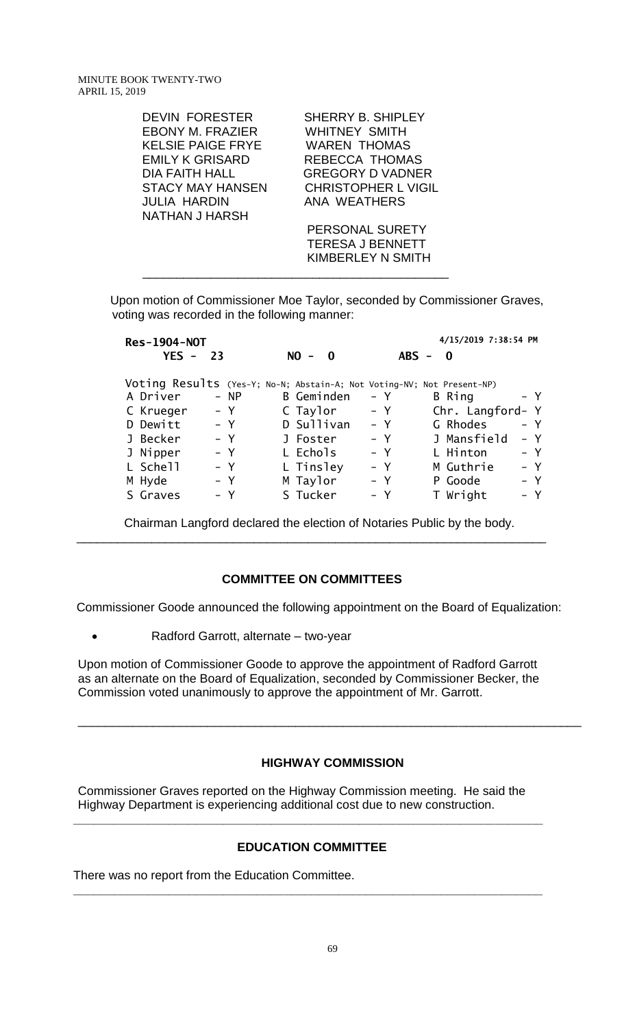| | |
|---|---|
| DEVIN FORESTER | SHERRY B. SHIPLEY |
| EBONY M. FRAZIER | WHITNEY SMITH |
| KELSIE PAIGE FRYE | WAREN THOMAS |
| EMILY K GRISARD | REBECCA THOMAS |
| DIA FAITH HALL | GREGORY D VADNER |
| STACY MAY HANSEN | CHRISTOPHER L VIGIL |
| JULIA HARDIN | ANA WEATHERS |
| NATHAN J HARSH | |

PERSONAL SURETY
TERESA J BENNETT
KIMBERLEY N SMITH

---

Upon motion of Commissioner Moe Taylor, seconded by Commissioner Graves, voting was recorded in the following manner:

**Res-1904-NOT** 4/15/2019 7:38:54 PM

**YES - 23** **NO - 0** **ABS - 0**

Voting Results (Yes-Y; No-N; Abstain-A; Not Voting-NV; Not Present-NP)

| | | | | | |
|---|---|---|---|---|---|
| A Driver | - NP | B Geminden | - Y | B Ring | - Y |
| C Krueger | - Y | C Taylor | - Y | Chr. Langford | - Y |
| D Dewitt | - Y | D Sullivan | - Y | G Rhodes | - Y |
| J Becker | - Y | J Foster | - Y | J Mansfield | - Y |
| J Nipper | - Y | L Echols | - Y | L Hinton | - Y |
| L Schell | - Y | L Tinsley | - Y | M Guthrie | - Y |
| M Hyde | - Y | M Taylor | - Y | P Goode | - Y |
| S Graves | - Y | S Tucker | - Y | T Wright | - Y |

Chairman Langford declared the election of Notaries Public by the body.

---

## COMMITTEE ON COMMITTEES

Commissioner Goode announced the following appointment on the Board of Equalization:

- Radford Garrott, alternate – two-year

Upon motion of Commissioner Goode to approve the appointment of Radford Garrott as an alternate on the Board of Equalization, seconded by Commissioner Becker, the Commission voted unanimously to approve the appointment of Mr. Garrott.

---

## HIGHWAY COMMISSION

Commissioner Graves reported on the Highway Commission meeting. He said the Highway Department is experiencing additional cost due to new construction.

---

## EDUCATION COMMITTEE

There was no report from the Education Committee.

---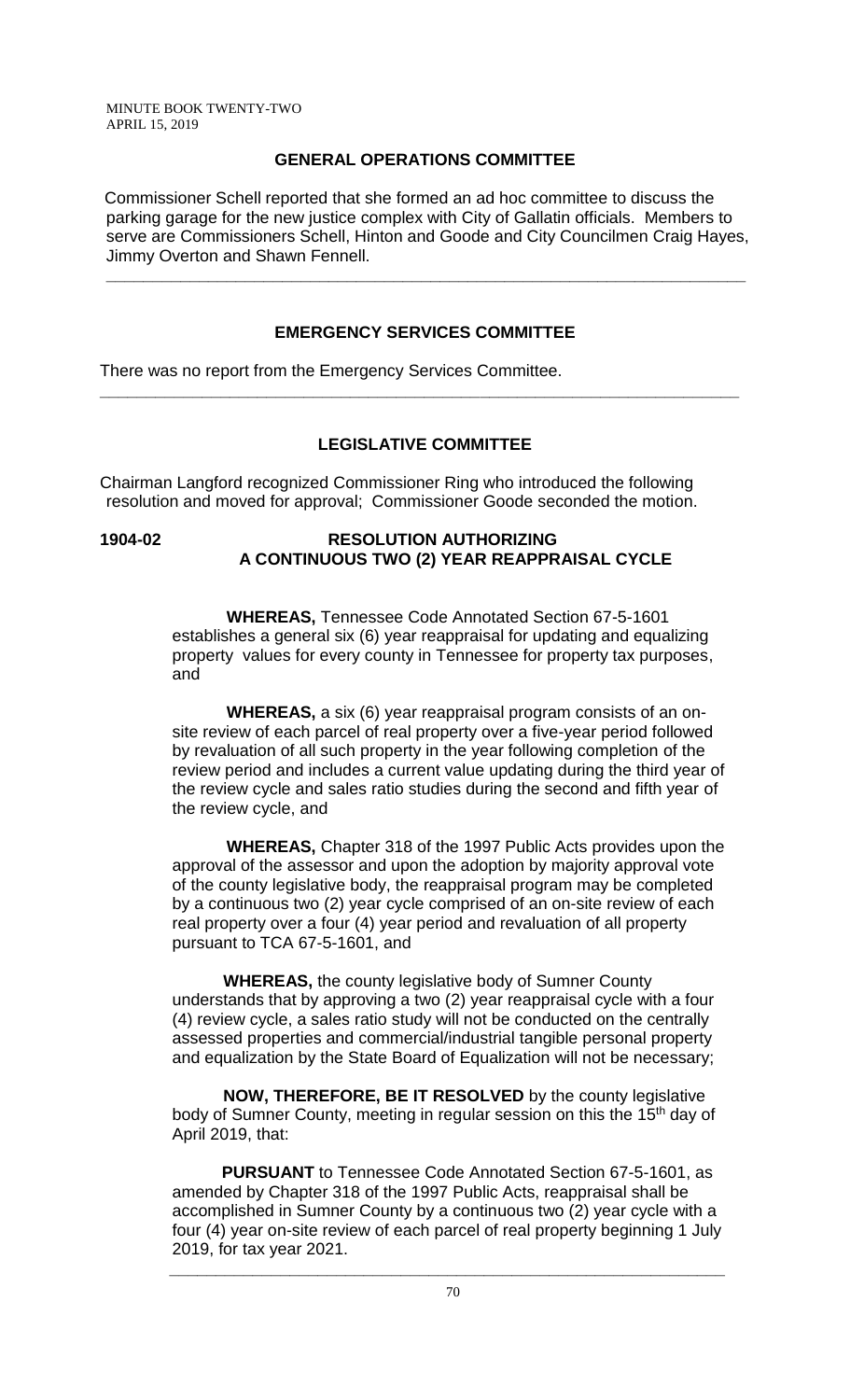## GENERAL OPERATIONS COMMITTEE

Commissioner Schell reported that she formed an ad hoc committee to discuss the parking garage for the new justice complex with City of Gallatin officials. Members to serve are Commissioners Schell, Hinton and Goode and City Councilmen Craig Hayes, Jimmy Overton and Shawn Fennell.

---

## EMERGENCY SERVICES COMMITTEE

There was no report from the Emergency Services Committee.

---

## LEGISLATIVE COMMITTEE

Chairman Langford recognized Commissioner Ring who introduced the following resolution and moved for approval; Commissioner Goode seconded the motion.

**1904-02** **RESOLUTION AUTHORIZING A CONTINUOUS TWO (2) YEAR REAPPRAISAL CYCLE**

**WHEREAS,** Tennessee Code Annotated Section 67-5-1601 establishes a general six (6) year reappraisal for updating and equalizing property values for every county in Tennessee for property tax purposes, and

**WHEREAS,** a six (6) year reappraisal program consists of an on-site review of each parcel of real property over a five-year period followed by revaluation of all such property in the year following completion of the review period and includes a current value updating during the third year of the review cycle and sales ratio studies during the second and fifth year of the review cycle, and

**WHEREAS,** Chapter 318 of the 1997 Public Acts provides upon the approval of the assessor and upon the adoption by majority approval vote of the county legislative body, the reappraisal program may be completed by a continuous two (2) year cycle comprised of an on-site review of each real property over a four (4) year period and revaluation of all property pursuant to TCA 67-5-1601, and

**WHEREAS,** the county legislative body of Sumner County understands that by approving a two (2) year reappraisal cycle with a four (4) review cycle, a sales ratio study will not be conducted on the centrally assessed properties and commercial/industrial tangible personal property and equalization by the State Board of Equalization will not be necessary;

**NOW, THEREFORE, BE IT RESOLVED** by the county legislative body of Sumner County, meeting in regular session on this the 15th day of April 2019, that:

**PURSUANT** to Tennessee Code Annotated Section 67-5-1601, as amended by Chapter 318 of the 1997 Public Acts, reappraisal shall be accomplished in Sumner County by a continuous two (2) year cycle with a four (4) year on-site review of each parcel of real property beginning 1 July 2019, for tax year 2021.

---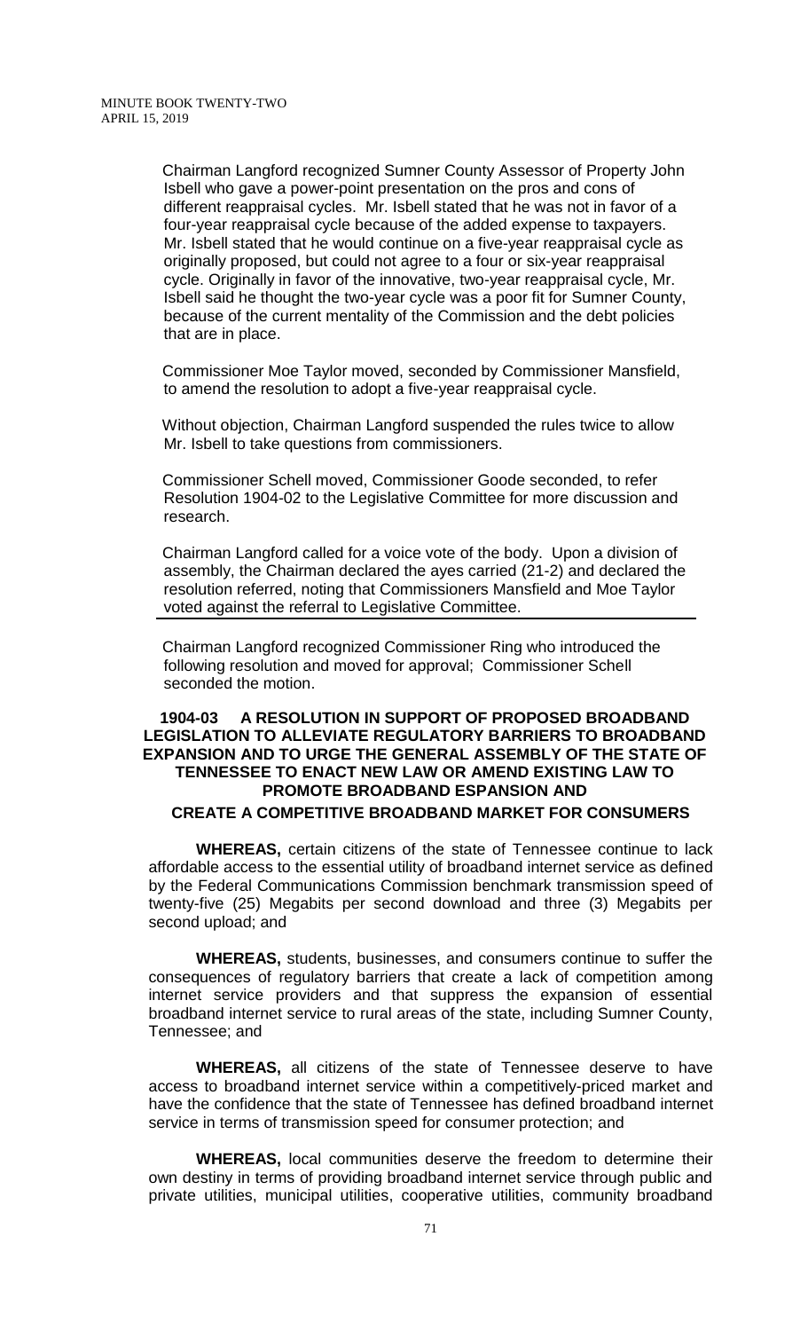Chairman Langford recognized Sumner County Assessor of Property John Isbell who gave a power-point presentation on the pros and cons of different reappraisal cycles. Mr. Isbell stated that he was not in favor of a four-year reappraisal cycle because of the added expense to taxpayers. Mr. Isbell stated that he would continue on a five-year reappraisal cycle as originally proposed, but could not agree to a four or six-year reappraisal cycle. Originally in favor of the innovative, two-year reappraisal cycle, Mr. Isbell said he thought the two-year cycle was a poor fit for Sumner County, because of the current mentality of the Commission and the debt policies that are in place.

Commissioner Moe Taylor moved, seconded by Commissioner Mansfield, to amend the resolution to adopt a five-year reappraisal cycle.

Without objection, Chairman Langford suspended the rules twice to allow Mr. Isbell to take questions from commissioners.

Commissioner Schell moved, Commissioner Goode seconded, to refer Resolution 1904-02 to the Legislative Committee for more discussion and research.

Chairman Langford called for a voice vote of the body. Upon a division of assembly, the Chairman declared the ayes carried (21-2) and declared the resolution referred, noting that Commissioners Mansfield and Moe Taylor voted against the referral to Legislative Committee.

---

Chairman Langford recognized Commissioner Ring who introduced the following resolution and moved for approval; Commissioner Schell seconded the motion.

**1904-03 A RESOLUTION IN SUPPORT OF PROPOSED BROADBAND LEGISLATION TO ALLEVIATE REGULATORY BARRIERS TO BROADBAND EXPANSION AND TO URGE THE GENERAL ASSEMBLY OF THE STATE OF TENNESSEE TO ENACT NEW LAW OR AMEND EXISTING LAW TO PROMOTE BROADBAND ESPANSION AND CREATE A COMPETITIVE BROADBAND MARKET FOR CONSUMERS**

**WHEREAS,** certain citizens of the state of Tennessee continue to lack affordable access to the essential utility of broadband internet service as defined by the Federal Communications Commission benchmark transmission speed of twenty-five (25) Megabits per second download and three (3) Megabits per second upload; and

**WHEREAS,** students, businesses, and consumers continue to suffer the consequences of regulatory barriers that create a lack of competition among internet service providers and that suppress the expansion of essential broadband internet service to rural areas of the state, including Sumner County, Tennessee; and

**WHEREAS,** all citizens of the state of Tennessee deserve to have access to broadband internet service within a competitively-priced market and have the confidence that the state of Tennessee has defined broadband internet service in terms of transmission speed for consumer protection; and

**WHEREAS,** local communities deserve the freedom to determine their own destiny in terms of providing broadband internet service through public and private utilities, municipal utilities, cooperative utilities, community broadband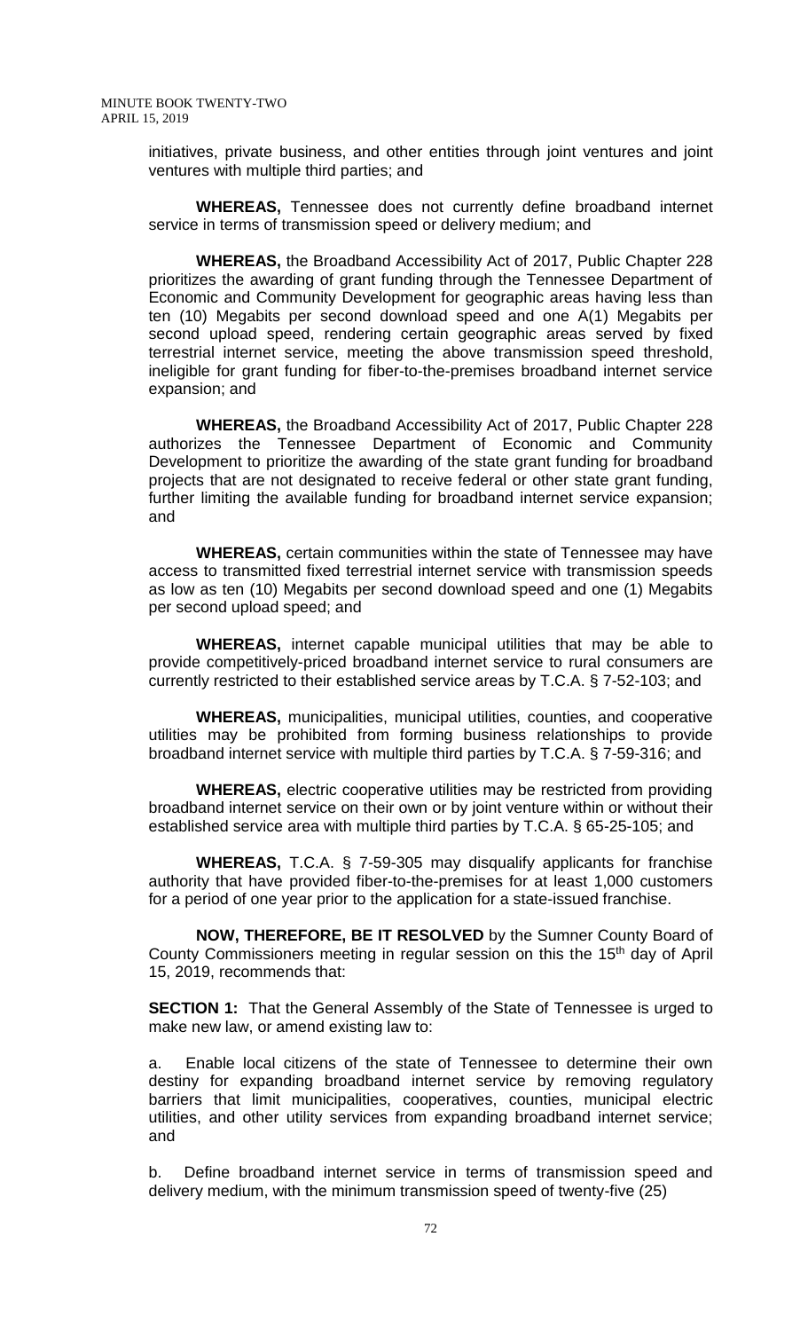initiatives, private business, and other entities through joint ventures and joint ventures with multiple third parties; and

**WHEREAS,** Tennessee does not currently define broadband internet service in terms of transmission speed or delivery medium; and

**WHEREAS,** the Broadband Accessibility Act of 2017, Public Chapter 228 prioritizes the awarding of grant funding through the Tennessee Department of Economic and Community Development for geographic areas having less than ten (10) Megabits per second download speed and one A(1) Megabits per second upload speed, rendering certain geographic areas served by fixed terrestrial internet service, meeting the above transmission speed threshold, ineligible for grant funding for fiber-to-the-premises broadband internet service expansion; and

**WHEREAS,** the Broadband Accessibility Act of 2017, Public Chapter 228 authorizes the Tennessee Department of Economic and Community Development to prioritize the awarding of the state grant funding for broadband projects that are not designated to receive federal or other state grant funding, further limiting the available funding for broadband internet service expansion; and

**WHEREAS,** certain communities within the state of Tennessee may have access to transmitted fixed terrestrial internet service with transmission speeds as low as ten (10) Megabits per second download speed and one (1) Megabits per second upload speed; and

**WHEREAS,** internet capable municipal utilities that may be able to provide competitively-priced broadband internet service to rural consumers are currently restricted to their established service areas by T.C.A. § 7-52-103; and

**WHEREAS,** municipalities, municipal utilities, counties, and cooperative utilities may be prohibited from forming business relationships to provide broadband internet service with multiple third parties by T.C.A. § 7-59-316; and

**WHEREAS,** electric cooperative utilities may be restricted from providing broadband internet service on their own or by joint venture within or without their established service area with multiple third parties by T.C.A. § 65-25-105; and

**WHEREAS,** T.C.A. § 7-59-305 may disqualify applicants for franchise authority that have provided fiber-to-the-premises for at least 1,000 customers for a period of one year prior to the application for a state-issued franchise.

**NOW, THEREFORE, BE IT RESOLVED** by the Sumner County Board of County Commissioners meeting in regular session on this the 15th day of April 15, 2019, recommends that:

**SECTION 1:** That the General Assembly of the State of Tennessee is urged to make new law, or amend existing law to:

a. Enable local citizens of the state of Tennessee to determine their own destiny for expanding broadband internet service by removing regulatory barriers that limit municipalities, cooperatives, counties, municipal electric utilities, and other utility services from expanding broadband internet service; and

b. Define broadband internet service in terms of transmission speed and delivery medium, with the minimum transmission speed of twenty-five (25)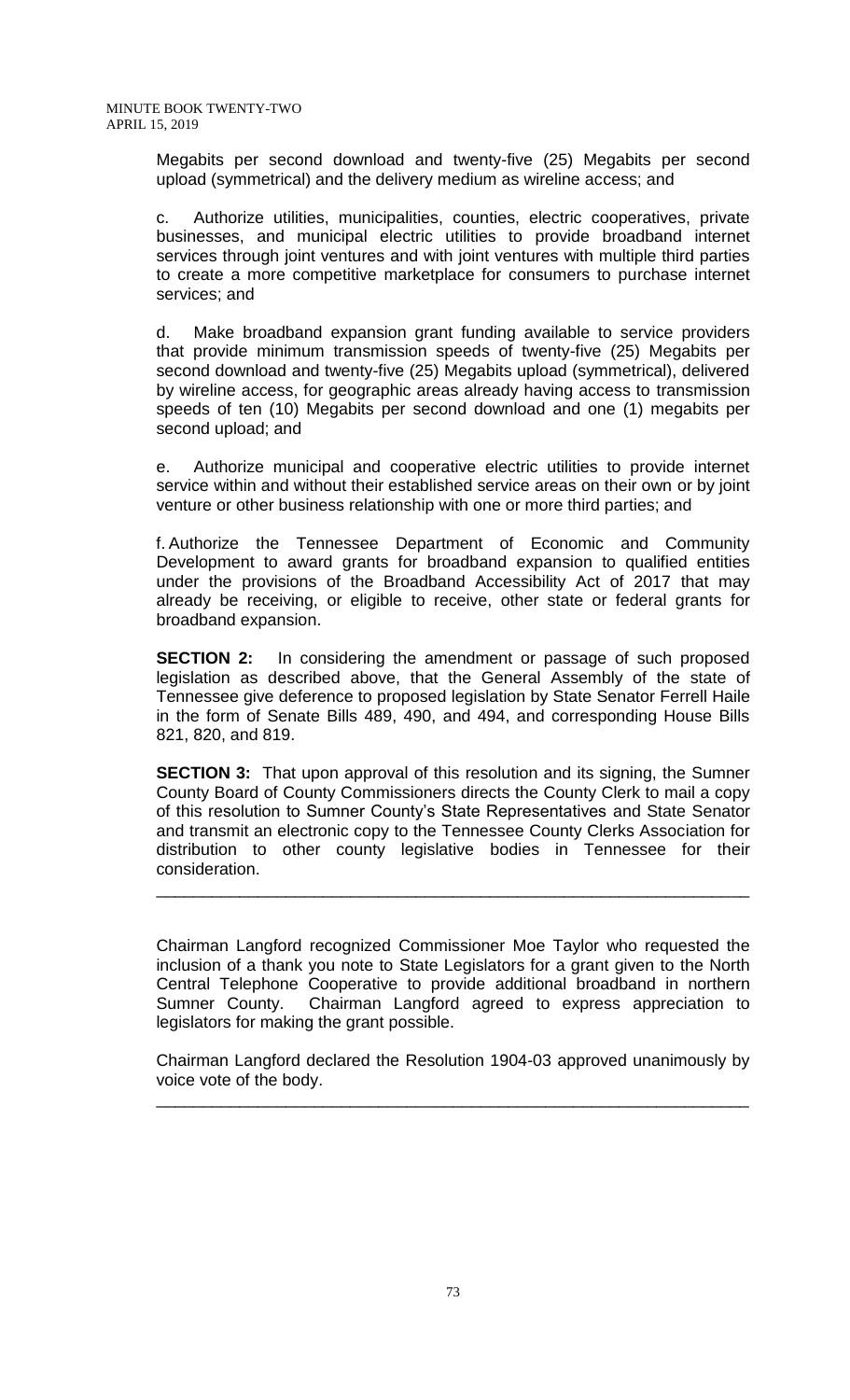Megabits per second download and twenty-five (25) Megabits per second upload (symmetrical) and the delivery medium as wireline access; and

c. Authorize utilities, municipalities, counties, electric cooperatives, private businesses, and municipal electric utilities to provide broadband internet services through joint ventures and with joint ventures with multiple third parties to create a more competitive marketplace for consumers to purchase internet services; and

d. Make broadband expansion grant funding available to service providers that provide minimum transmission speeds of twenty-five (25) Megabits per second download and twenty-five (25) Megabits upload (symmetrical), delivered by wireline access, for geographic areas already having access to transmission speeds of ten (10) Megabits per second download and one (1) megabits per second upload; and

e. Authorize municipal and cooperative electric utilities to provide internet service within and without their established service areas on their own or by joint venture or other business relationship with one or more third parties; and

f. Authorize the Tennessee Department of Economic and Community Development to award grants for broadband expansion to qualified entities under the provisions of the Broadband Accessibility Act of 2017 that may already be receiving, or eligible to receive, other state or federal grants for broadband expansion.

**SECTION 2:** In considering the amendment or passage of such proposed legislation as described above, that the General Assembly of the state of Tennessee give deference to proposed legislation by State Senator Ferrell Haile in the form of Senate Bills 489, 490, and 494, and corresponding House Bills 821, 820, and 819.

**SECTION 3:** That upon approval of this resolution and its signing, the Sumner County Board of County Commissioners directs the County Clerk to mail a copy of this resolution to Sumner County's State Representatives and State Senator and transmit an electronic copy to the Tennessee County Clerks Association for distribution to other county legislative bodies in Tennessee for their consideration.

---

Chairman Langford recognized Commissioner Moe Taylor who requested the inclusion of a thank you note to State Legislators for a grant given to the North Central Telephone Cooperative to provide additional broadband in northern Sumner County. Chairman Langford agreed to express appreciation to legislators for making the grant possible.

Chairman Langford declared the Resolution 1904-03 approved unanimously by voice vote of the body.

---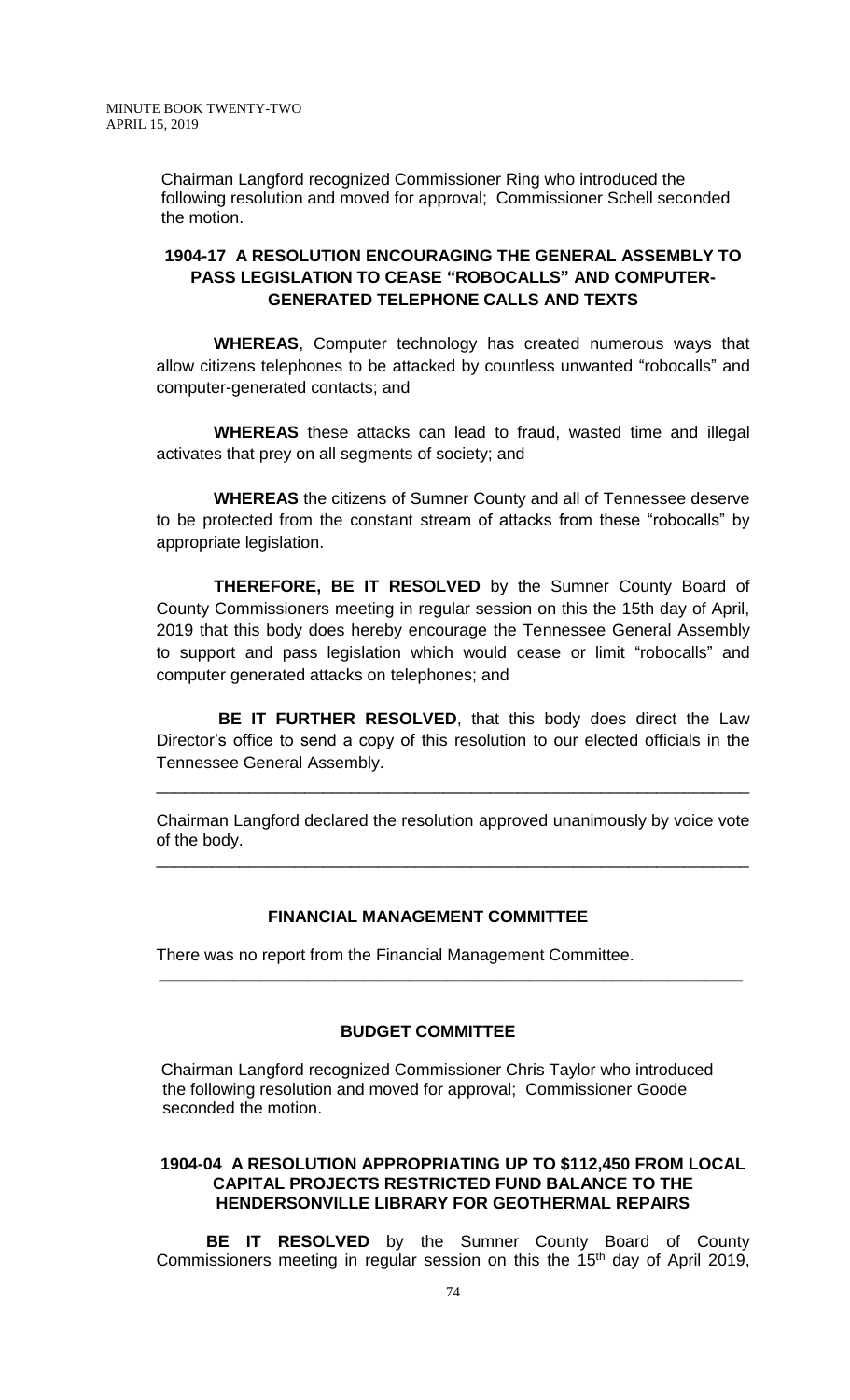Chairman Langford recognized Commissioner Ring who introduced the following resolution and moved for approval; Commissioner Schell seconded the motion.

**1904-17 A RESOLUTION ENCOURAGING THE GENERAL ASSEMBLY TO PASS LEGISLATION TO CEASE "ROBOCALLS" AND COMPUTER-GENERATED TELEPHONE CALLS AND TEXTS**

**WHEREAS**, Computer technology has created numerous ways that allow citizens telephones to be attacked by countless unwanted "robocalls" and computer-generated contacts; and

**WHEREAS** these attacks can lead to fraud, wasted time and illegal activates that prey on all segments of society; and

**WHEREAS** the citizens of Sumner County and all of Tennessee deserve to be protected from the constant stream of attacks from these "robocalls" by appropriate legislation.

**THEREFORE, BE IT RESOLVED** by the Sumner County Board of County Commissioners meeting in regular session on this the 15th day of April, 2019 that this body does hereby encourage the Tennessee General Assembly to support and pass legislation which would cease or limit "robocalls" and computer generated attacks on telephones; and

**BE IT FURTHER RESOLVED**, that this body does direct the Law Director's office to send a copy of this resolution to our elected officials in the Tennessee General Assembly.

---

Chairman Langford declared the resolution approved unanimously by voice vote of the body.

---

**FINANCIAL MANAGEMENT COMMITTEE**

There was no report from the Financial Management Committee.

---

**BUDGET COMMITTEE**

Chairman Langford recognized Commissioner Chris Taylor who introduced the following resolution and moved for approval; Commissioner Goode seconded the motion.

**1904-04 A RESOLUTION APPROPRIATING UP TO $112,450 FROM LOCAL CAPITAL PROJECTS RESTRICTED FUND BALANCE TO THE HENDERSONVILLE LIBRARY FOR GEOTHERMAL REPAIRS**

**BE IT RESOLVED** by the Sumner County Board of County Commissioners meeting in regular session on this the 15th day of April 2019,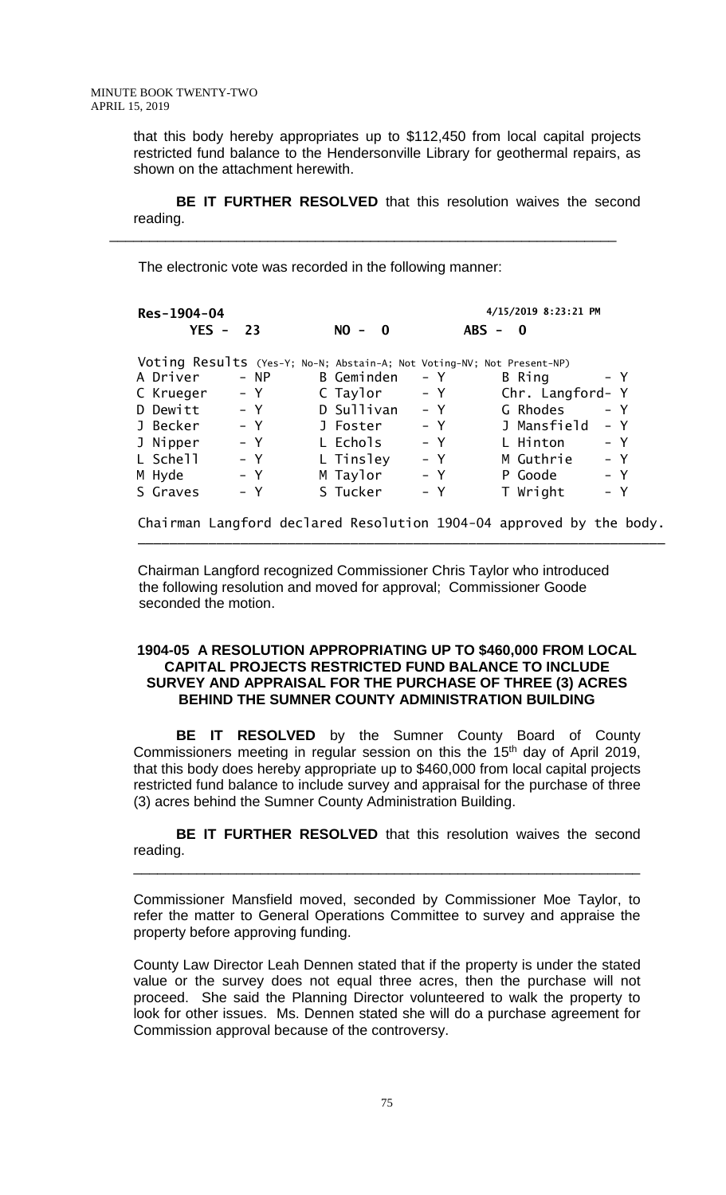that this body hereby appropriates up to $112,450 from local capital projects restricted fund balance to the Hendersonville Library for geothermal repairs, as shown on the attachment herewith.

**BE IT FURTHER RESOLVED** that this resolution waives the second reading.

---

The electronic vote was recorded in the following manner:

**Res-1904-04** 4/15/2019 8:23:21 PM

**YES - 23** **NO - 0** **ABS - 0**

Voting Results (Yes-Y; No-N; Abstain-A; Not Voting-NV; Not Present-NP)

| | | | | | |
|---|---|---|---|---|---|
| A Driver | - NP | B Geminden | - Y | B Ring | - Y |
| C Krueger | - Y | C Taylor | - Y | Chr. Langford | - Y |
| D Dewitt | - Y | D Sullivan | - Y | G Rhodes | - Y |
| J Becker | - Y | J Foster | - Y | J Mansfield | - Y |
| J Nipper | - Y | L Echols | - Y | L Hinton | - Y |
| L Schell | - Y | L Tinsley | - Y | M Guthrie | - Y |
| M Hyde | - Y | M Taylor | - Y | P Goode | - Y |
| S Graves | - Y | S Tucker | - Y | T Wright | - Y |

Chairman Langford declared Resolution 1904-04 approved by the body.

---

Chairman Langford recognized Commissioner Chris Taylor who introduced the following resolution and moved for approval; Commissioner Goode seconded the motion.

**1904-05 A RESOLUTION APPROPRIATING UP TO $460,000 FROM LOCAL CAPITAL PROJECTS RESTRICTED FUND BALANCE TO INCLUDE SURVEY AND APPRAISAL FOR THE PURCHASE OF THREE (3) ACRES BEHIND THE SUMNER COUNTY ADMINISTRATION BUILDING**

**BE IT RESOLVED** by the Sumner County Board of County Commissioners meeting in regular session on this the 15th day of April 2019, that this body does hereby appropriate up to $460,000 from local capital projects restricted fund balance to include survey and appraisal for the purchase of three (3) acres behind the Sumner County Administration Building.

**BE IT FURTHER RESOLVED** that this resolution waives the second reading.

---

Commissioner Mansfield moved, seconded by Commissioner Moe Taylor, to refer the matter to General Operations Committee to survey and appraise the property before approving funding.

County Law Director Leah Dennen stated that if the property is under the stated value or the survey does not equal three acres, then the purchase will not proceed. She said the Planning Director volunteered to walk the property to look for other issues. Ms. Dennen stated she will do a purchase agreement for Commission approval because of the controversy.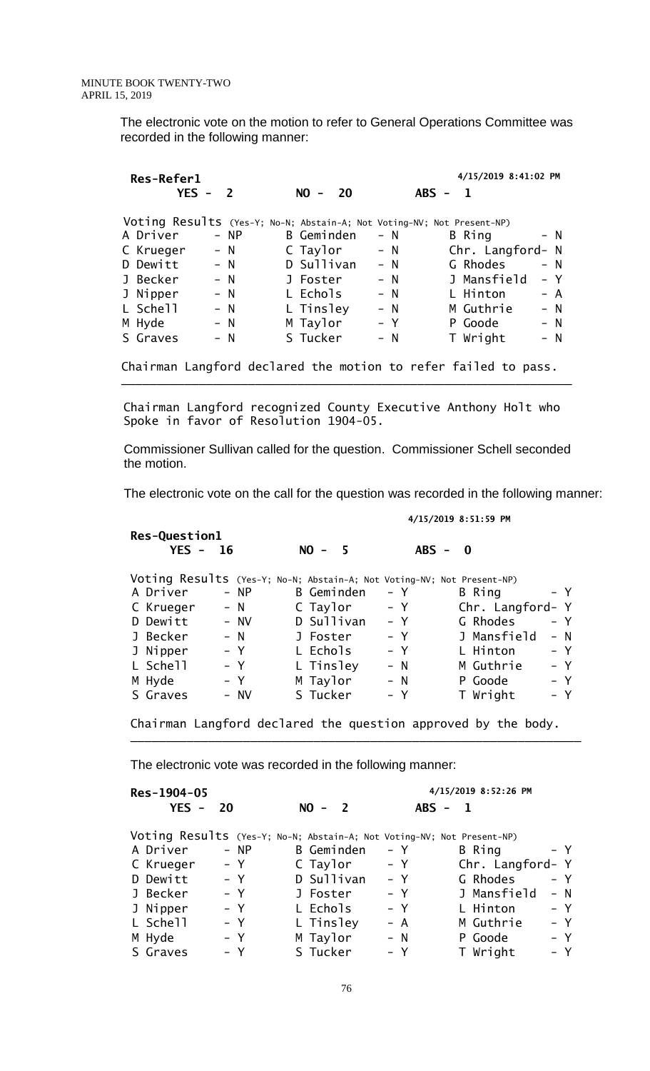The electronic vote on the motion to refer to General Operations Committee was recorded in the following manner:

**Res-Refer1** — 4/15/2019 8:41:02 PM

**YES - 2 NO - 20 ABS - 1**

Voting Results (Yes-Y; No-N; Abstain-A; Not Voting-NV; Not Present-NP)

| | | | | | |
|---|---|---|---|---|---|
| A Driver | - NP | B Geminden | - N | B Ring | - N |
| C Krueger | - N | C Taylor | - N | Chr. Langford | - N |
| D Dewitt | - N | D Sullivan | - N | G Rhodes | - N |
| J Becker | - N | J Foster | - N | J Mansfield | - Y |
| J Nipper | - N | L Echols | - N | L Hinton | - A |
| L Schell | - N | L Tinsley | - N | M Guthrie | - N |
| M Hyde | - N | M Taylor | - Y | P Goode | - N |
| S Graves | - N | S Tucker | - N | T Wright | - N |

Chairman Langford declared the motion to refer failed to pass.

---

Chairman Langford recognized County Executive Anthony Holt who Spoke in favor of Resolution 1904-05.

Commissioner Sullivan called for the question. Commissioner Schell seconded the motion.

The electronic vote on the call for the question was recorded in the following manner:

**Res-Question1** — 4/15/2019 8:51:59 PM

**YES - 16 NO - 5 ABS - 0**

Voting Results (Yes-Y; No-N; Abstain-A; Not Voting-NV; Not Present-NP)

| | | | | | |
|---|---|---|---|---|---|
| A Driver | - NP | B Geminden | - Y | B Ring | - Y |
| C Krueger | - N | C Taylor | - Y | Chr. Langford | - Y |
| D Dewitt | - NV | D Sullivan | - Y | G Rhodes | - Y |
| J Becker | - N | J Foster | - Y | J Mansfield | - N |
| J Nipper | - Y | L Echols | - Y | L Hinton | - Y |
| L Schell | - Y | L Tinsley | - N | M Guthrie | - Y |
| M Hyde | - Y | M Taylor | - N | P Goode | - Y |
| S Graves | - NV | S Tucker | - Y | T Wright | - Y |

Chairman Langford declared the question approved by the body.

---

The electronic vote was recorded in the following manner:

**Res-1904-05** — 4/15/2019 8:52:26 PM

**YES - 20 NO - 2 ABS - 1**

Voting Results (Yes-Y; No-N; Abstain-A; Not Voting-NV; Not Present-NP)

| | | | | | |
|---|---|---|---|---|---|
| A Driver | - NP | B Geminden | - Y | B Ring | - Y |
| C Krueger | - Y | C Taylor | - Y | Chr. Langford | - Y |
| D Dewitt | - Y | D Sullivan | - Y | G Rhodes | - Y |
| J Becker | - Y | J Foster | - Y | J Mansfield | - N |
| J Nipper | - Y | L Echols | - Y | L Hinton | - Y |
| L Schell | - Y | L Tinsley | - A | M Guthrie | - Y |
| M Hyde | - Y | M Taylor | - N | P Goode | - Y |
| S Graves | - Y | S Tucker | - Y | T Wright | - Y |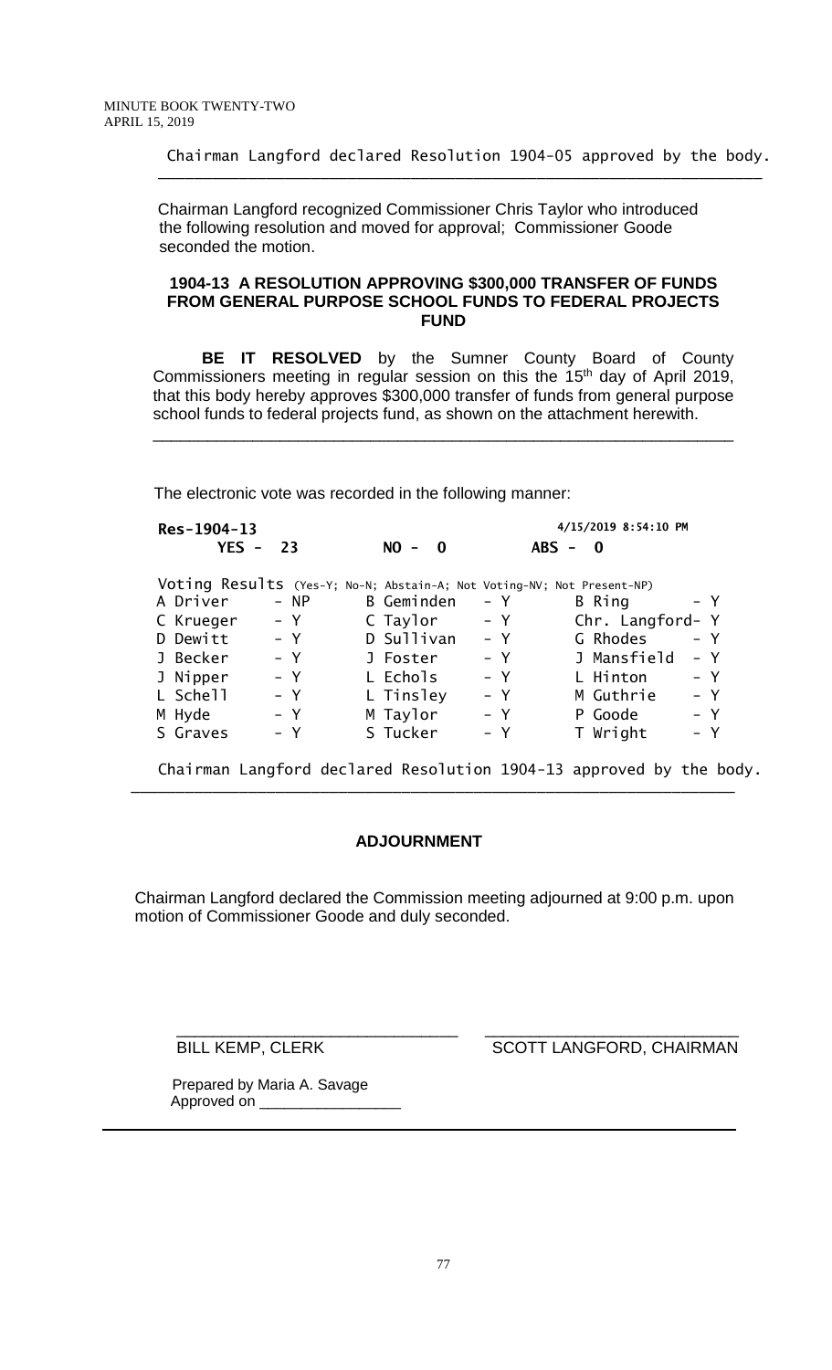Chairman Langford declared Resolution 1904-05 approved by the body.

---

Chairman Langford recognized Commissioner Chris Taylor who introduced the following resolution and moved for approval; Commissioner Goode seconded the motion.

**1904-13 A RESOLUTION APPROVING $300,000 TRANSFER OF FUNDS FROM GENERAL PURPOSE SCHOOL FUNDS TO FEDERAL PROJECTS FUND**

**BE IT RESOLVED** by the Sumner County Board of County Commissioners meeting in regular session on this the 15th day of April 2019, that this body hereby approves $300,000 transfer of funds from general purpose school funds to federal projects fund, as shown on the attachment herewith.

---

The electronic vote was recorded in the following manner:

Res-1904-13 — 4/15/2019 8:54:10 PM

YES - 23 NO - 0 ABS - 0

Voting Results (Yes-Y; No-N; Abstain-A; Not Voting-NV; Not Present-NP)

| | | | | | |
|---|---|---|---|---|---|
| A Driver | - NP | B Geminden | - Y | B Ring | - Y |
| C Krueger | - Y | C Taylor | - Y | Chr. Langford | - Y |
| D Dewitt | - Y | D Sullivan | - Y | G Rhodes | - Y |
| J Becker | - Y | J Foster | - Y | J Mansfield | - Y |
| J Nipper | - Y | L Echols | - Y | L Hinton | - Y |
| L Schell | - Y | L Tinsley | - Y | M Guthrie | - Y |
| M Hyde | - Y | M Taylor | - Y | P Goode | - Y |
| S Graves | - Y | S Tucker | - Y | T Wright | - Y |

Chairman Langford declared Resolution 1904-13 approved by the body.

---

## ADJOURNMENT

Chairman Langford declared the Commission meeting adjourned at 9:00 p.m. upon motion of Commissioner Goode and duly seconded.

\_\_\_\_\_\_\_\_\_\_\_\_\_\_\_\_\_\_\_\_\_\_\_\_\_\_\_\_\_ \_\_\_\_\_\_\_\_\_\_\_\_\_\_\_\_\_\_\_\_\_\_\_\_\_\_\_\_\_

BILL KEMP, CLERK SCOTT LANGFORD, CHAIRMAN

Prepared by Maria A. Savage
Approved on \_\_\_\_\_\_\_\_\_\_\_\_\_\_\_\_